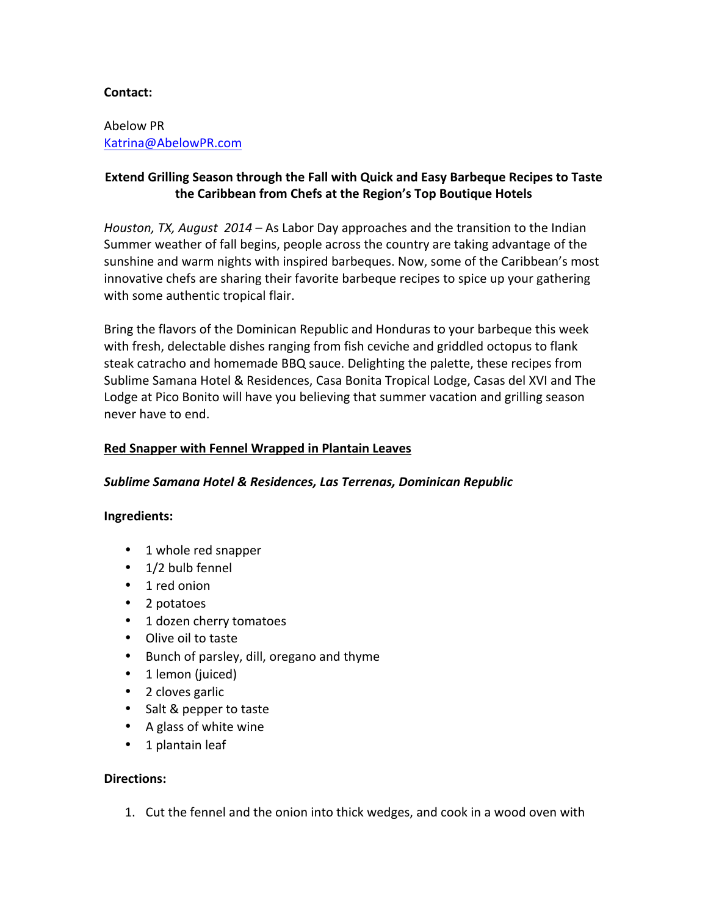**Contact:**

Abelow PR
Katrina@AbelowPR.com

**Extend Grilling Season through the Fall with Quick and Easy Barbeque Recipes to Taste the Caribbean from Chefs at the Region's Top Boutique Hotels**

*Houston, TX, August 2014* – As Labor Day approaches and the transition to the Indian Summer weather of fall begins, people across the country are taking advantage of the sunshine and warm nights with inspired barbeques. Now, some of the Caribbean's most innovative chefs are sharing their favorite barbeque recipes to spice up your gathering with some authentic tropical flair.

Bring the flavors of the Dominican Republic and Honduras to your barbeque this week with fresh, delectable dishes ranging from fish ceviche and griddled octopus to flank steak catracho and homemade BBQ sauce. Delighting the palette, these recipes from Sublime Samana Hotel & Residences, Casa Bonita Tropical Lodge, Casas del XVI and The Lodge at Pico Bonito will have you believing that summer vacation and grilling season never have to end.

## Red Snapper with Fennel Wrapped in Plantain Leaves

***Sublime Samana Hotel & Residences, Las Terrenas, Dominican Republic***

**Ingredients:**

- 1 whole red snapper
- 1/2 bulb fennel
- 1 red onion
- 2 potatoes
- 1 dozen cherry tomatoes
- Olive oil to taste
- Bunch of parsley, dill, oregano and thyme
- 1 lemon (juiced)
- 2 cloves garlic
- Salt & pepper to taste
- A glass of white wine
- 1 plantain leaf

**Directions:**

1. Cut the fennel and the onion into thick wedges, and cook in a wood oven with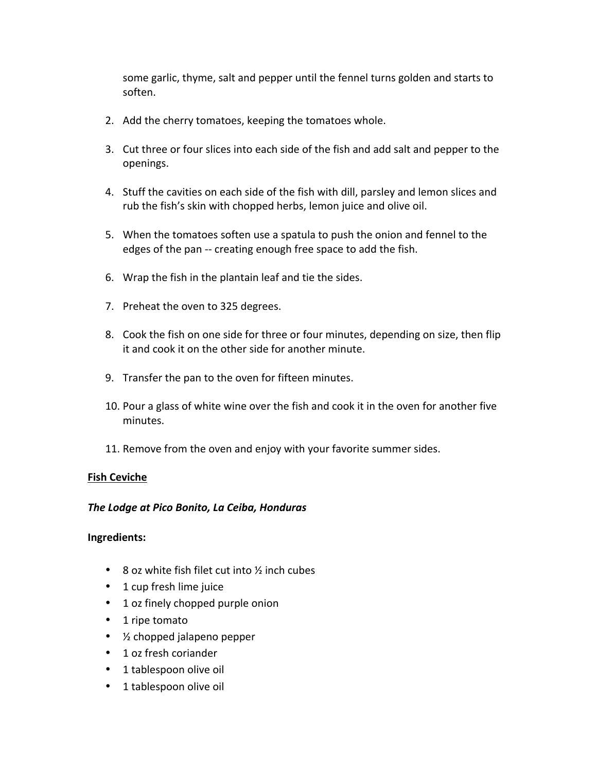some garlic, thyme, salt and pepper until the fennel turns golden and starts to soften.

2. Add the cherry tomatoes, keeping the tomatoes whole.

3. Cut three or four slices into each side of the fish and add salt and pepper to the openings.

4. Stuff the cavities on each side of the fish with dill, parsley and lemon slices and rub the fish's skin with chopped herbs, lemon juice and olive oil.

5. When the tomatoes soften use a spatula to push the onion and fennel to the edges of the pan -- creating enough free space to add the fish.

6. Wrap the fish in the plantain leaf and tie the sides.

7. Preheat the oven to 325 degrees.

8. Cook the fish on one side for three or four minutes, depending on size, then flip it and cook it on the other side for another minute.

9. Transfer the pan to the oven for fifteen minutes.

10. Pour a glass of white wine over the fish and cook it in the oven for another five minutes.

11. Remove from the oven and enjoy with your favorite summer sides.

<u>**Fish Ceviche**</u>

***The Lodge at Pico Bonito, La Ceiba, Honduras***

**Ingredients:**

- 8 oz white fish filet cut into ½ inch cubes
- 1 cup fresh lime juice
- 1 oz finely chopped purple onion
- 1 ripe tomato
- ½ chopped jalapeno pepper
- 1 oz fresh coriander
- 1 tablespoon olive oil
- 1 tablespoon olive oil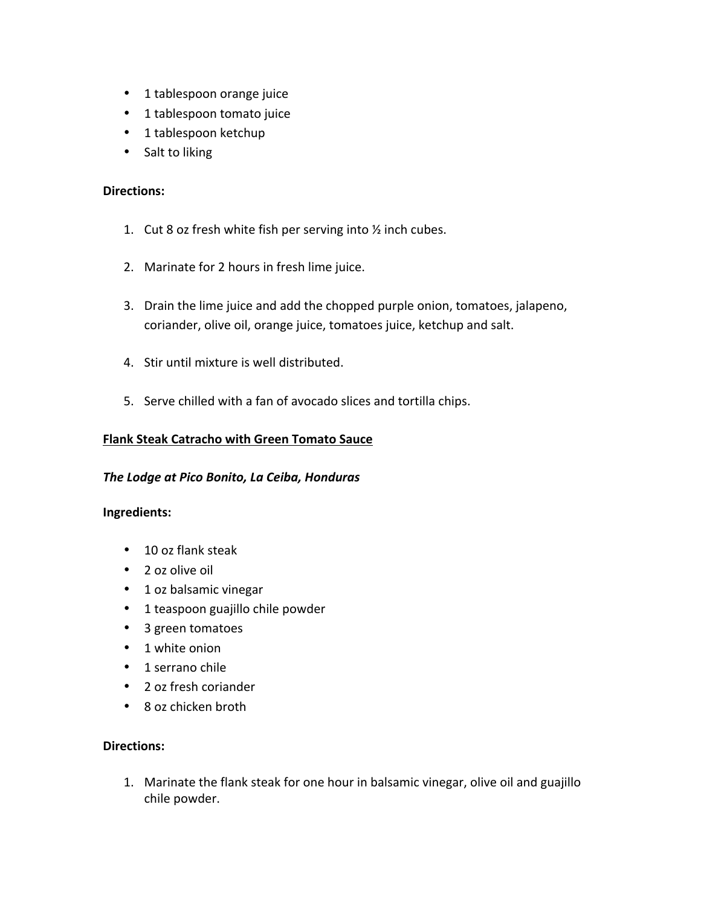- 1 tablespoon orange juice
- 1 tablespoon tomato juice
- 1 tablespoon ketchup
- Salt to liking

**Directions:**

1. Cut 8 oz fresh white fish per serving into ½ inch cubes.

2. Marinate for 2 hours in fresh lime juice.

3. Drain the lime juice and add the chopped purple onion, tomatoes, jalapeno, coriander, olive oil, orange juice, tomatoes juice, ketchup and salt.

4. Stir until mixture is well distributed.

5. Serve chilled with a fan of avocado slices and tortilla chips.

<u>**Flank Steak Catracho with Green Tomato Sauce**</u>

***The Lodge at Pico Bonito, La Ceiba, Honduras***

**Ingredients:**

- 10 oz flank steak
- 2 oz olive oil
- 1 oz balsamic vinegar
- 1 teaspoon guajillo chile powder
- 3 green tomatoes
- 1 white onion
- 1 serrano chile
- 2 oz fresh coriander
- 8 oz chicken broth

**Directions:**

1. Marinate the flank steak for one hour in balsamic vinegar, olive oil and guajillo chile powder.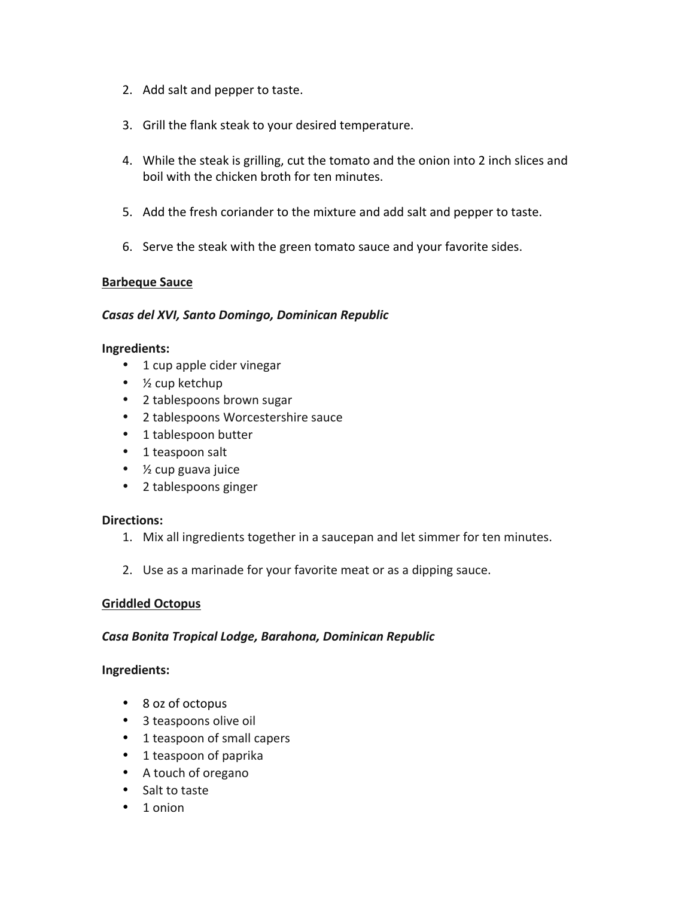2. Add salt and pepper to taste.

3. Grill the flank steak to your desired temperature.

4. While the steak is grilling, cut the tomato and the onion into 2 inch slices and boil with the chicken broth for ten minutes.

5. Add the fresh coriander to the mixture and add salt and pepper to taste.

6. Serve the steak with the green tomato sauce and your favorite sides.

<u>**Barbeque Sauce**</u>

***Casas del XVI, Santo Domingo, Dominican Republic***

**Ingredients:**

- 1 cup apple cider vinegar
- ½ cup ketchup
- 2 tablespoons brown sugar
- 2 tablespoons Worcestershire sauce
- 1 tablespoon butter
- 1 teaspoon salt
- ½ cup guava juice
- 2 tablespoons ginger

**Directions:**

1. Mix all ingredients together in a saucepan and let simmer for ten minutes.

2. Use as a marinade for your favorite meat or as a dipping sauce.

<u>**Griddled Octopus**</u>

***Casa Bonita Tropical Lodge, Barahona, Dominican Republic***

**Ingredients:**

- 8 oz of octopus
- 3 teaspoons olive oil
- 1 teaspoon of small capers
- 1 teaspoon of paprika
- A touch of oregano
- Salt to taste
- 1 onion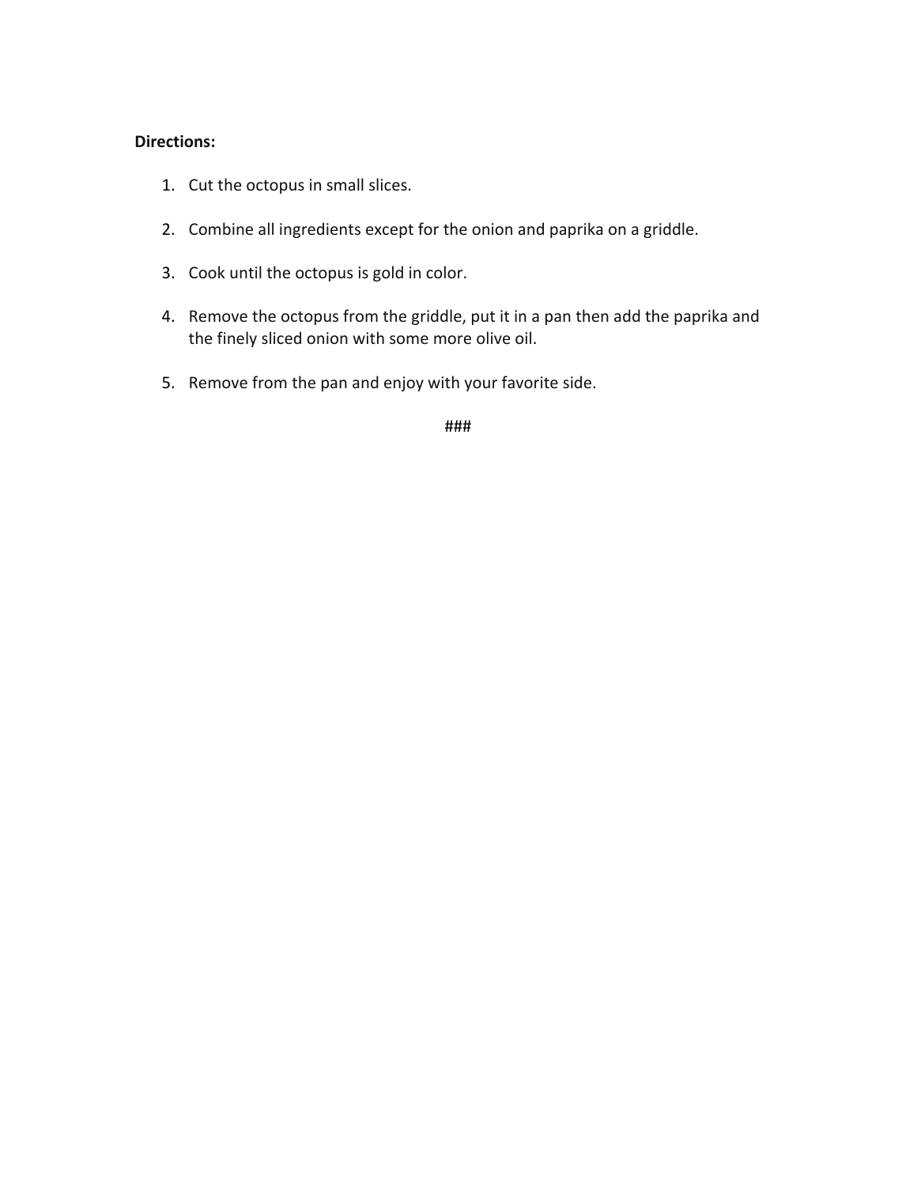**Directions:**

1. Cut the octopus in small slices.

2. Combine all ingredients except for the onion and paprika on a griddle.

3. Cook until the octopus is gold in color.

4. Remove the octopus from the griddle, put it in a pan then add the paprika and the finely sliced onion with some more olive oil.

5. Remove from the pan and enjoy with your favorite side.

###